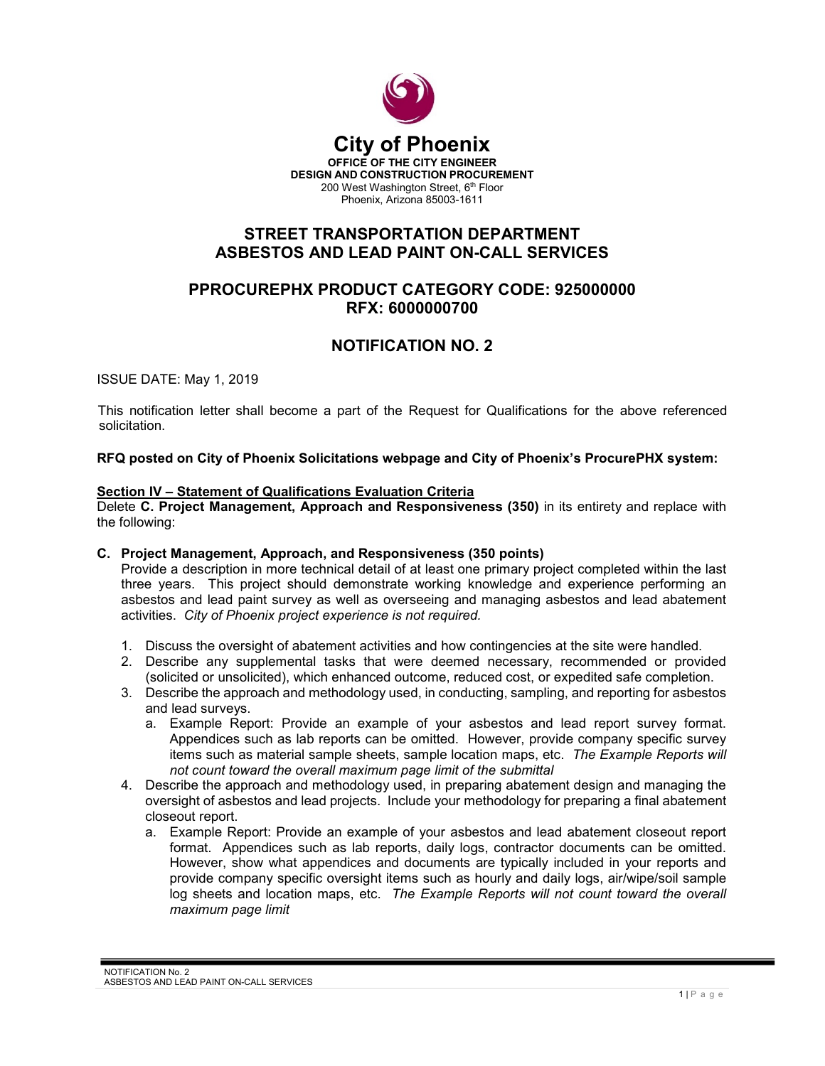# City of Phoenix

**OFFICE OF THE CITY ENGINEER**
**DESIGN AND CONSTRUCTION PROCUREMENT**
200 West Washington Street, 6th Floor
Phoenix, Arizona 85003-1611

## STREET TRANSPORTATION DEPARTMENT
## ASBESTOS AND LEAD PAINT ON-CALL SERVICES

## PPROCUREPHX PRODUCT CATEGORY CODE: 925000000
## RFX: 6000000700

## NOTIFICATION NO. 2

ISSUE DATE: May 1, 2019

This notification letter shall become a part of the Request for Qualifications for the above referenced solicitation.

**RFQ posted on City of Phoenix Solicitations webpage and City of Phoenix's ProcurePHX system:**

**Section IV – Statement of Qualifications Evaluation Criteria**
Delete **C. Project Management, Approach and Responsiveness (350)** in its entirety and replace with the following:

**C. Project Management, Approach, and Responsiveness (350 points)**
Provide a description in more technical detail of at least one primary project completed within the last three years. This project should demonstrate working knowledge and experience performing an asbestos and lead paint survey as well as overseeing and managing asbestos and lead abatement activities. *City of Phoenix project experience is not required.*

1. Discuss the oversight of abatement activities and how contingencies at the site were handled.
2. Describe any supplemental tasks that were deemed necessary, recommended or provided (solicited or unsolicited), which enhanced outcome, reduced cost, or expedited safe completion.
3. Describe the approach and methodology used, in conducting, sampling, and reporting for asbestos and lead surveys.
   a. Example Report: Provide an example of your asbestos and lead report survey format. Appendices such as lab reports can be omitted. However, provide company specific survey items such as material sample sheets, sample location maps, etc. *The Example Reports will not count toward the overall maximum page limit of the submittal*
4. Describe the approach and methodology used, in preparing abatement design and managing the oversight of asbestos and lead projects. Include your methodology for preparing a final abatement closeout report.
   a. Example Report: Provide an example of your asbestos and lead abatement closeout report format. Appendices such as lab reports, daily logs, contractor documents can be omitted. However, show what appendices and documents are typically included in your reports and provide company specific oversight items such as hourly and daily logs, air/wipe/soil sample log sheets and location maps, etc. *The Example Reports will not count toward the overall maximum page limit*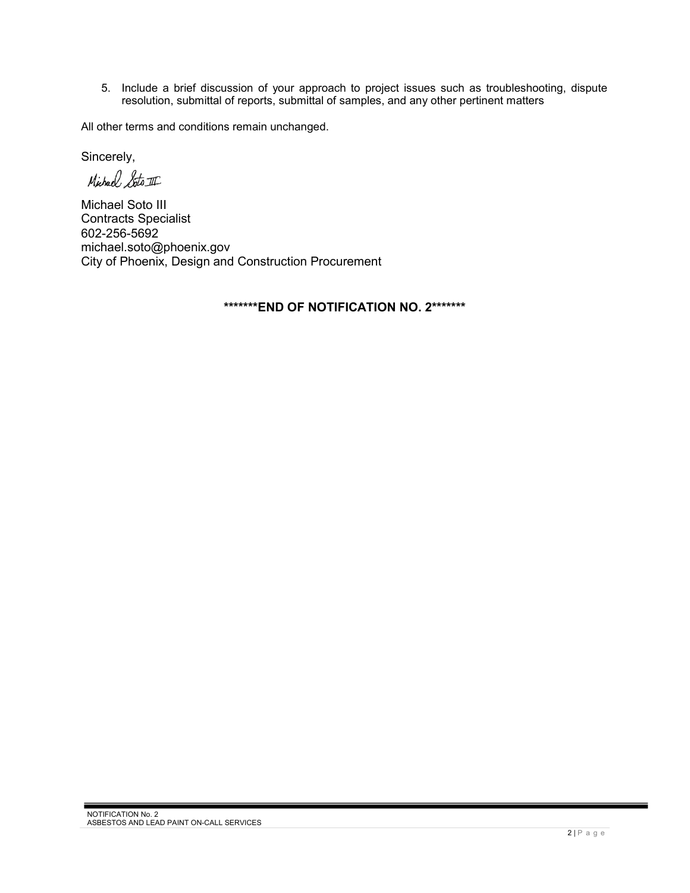5. Include a brief discussion of your approach to project issues such as troubleshooting, dispute resolution, submittal of reports, submittal of samples, and any other pertinent matters

All other terms and conditions remain unchanged.

Sincerely,

Michael Soto III

Michael Soto III
Contracts Specialist
602-256-5692
michael.soto@phoenix.gov
City of Phoenix, Design and Construction Procurement

**\*\*\*\*\*\*\*END OF NOTIFICATION NO. 2\*\*\*\*\*\*\***